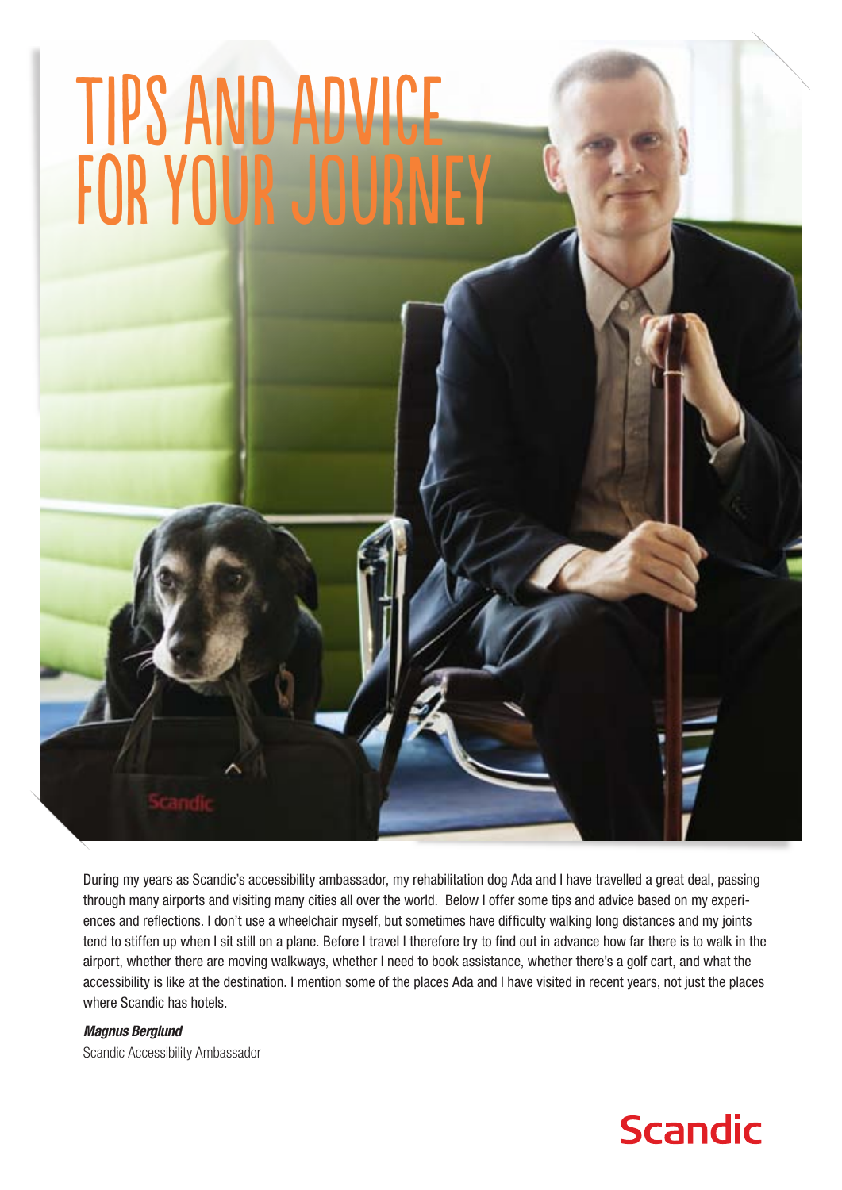# TIPS AND ADVICE FOR YOUR JOURNEY

During my years as Scandic's accessibility ambassador, my rehabilitation dog Ada and I have travelled a great deal, passing through many airports and visiting many cities all over the world. Below I offer some tips and advice based on my experiences and reflections. I don't use a wheelchair myself, but sometimes have difficulty walking long distances and my joints tend to stiffen up when I sit still on a plane. Before I travel I therefore try to find out in advance how far there is to walk in the airport, whether there are moving walkways, whether I need to book assistance, whether there's a golf cart, and what the accessibility is like at the destination. I mention some of the places Ada and I have visited in recent years, not just the places where Scandic has hotels.

***Magnus Berglund***
Scandic Accessibility Ambassador

Scandic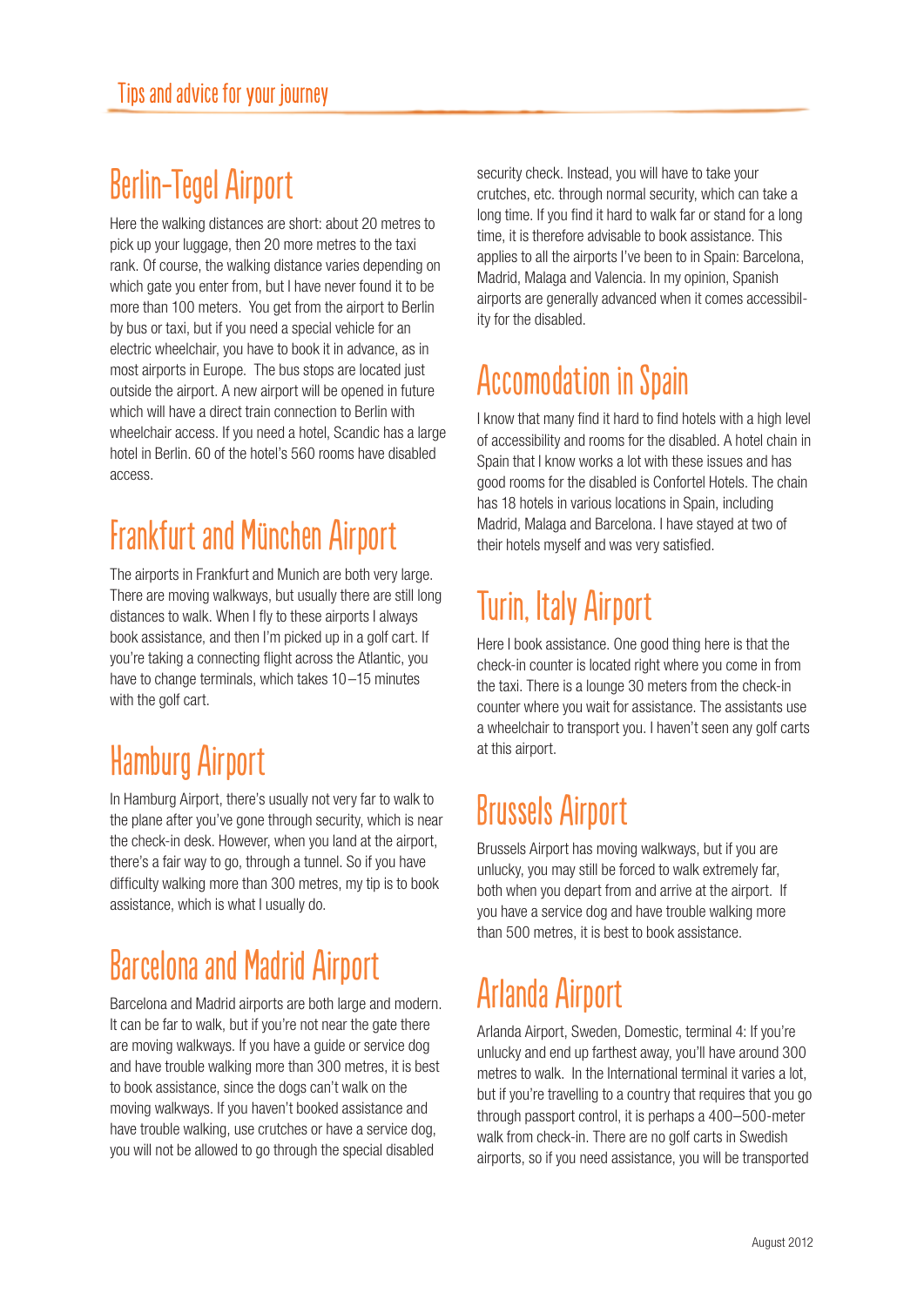## Berlin-Tegel Airport

Here the walking distances are short: about 20 metres to pick up your luggage, then 20 more metres to the taxi rank. Of course, the walking distance varies depending on which gate you enter from, but I have never found it to be more than 100 meters. You get from the airport to Berlin by bus or taxi, but if you need a special vehicle for an electric wheelchair, you have to book it in advance, as in most airports in Europe. The bus stops are located just outside the airport. A new airport will be opened in future which will have a direct train connection to Berlin with wheelchair access. If you need a hotel, Scandic has a large hotel in Berlin. 60 of the hotel's 560 rooms have disabled access.

## Frankfurt and München Airport

The airports in Frankfurt and Munich are both very large. There are moving walkways, but usually there are still long distances to walk. When I fly to these airports I always book assistance, and then I'm picked up in a golf cart. If you're taking a connecting flight across the Atlantic, you have to change terminals, which takes 10–15 minutes with the golf cart.

## Hamburg Airport

In Hamburg Airport, there's usually not very far to walk to the plane after you've gone through security, which is near the check-in desk. However, when you land at the airport, there's a fair way to go, through a tunnel. So if you have difficulty walking more than 300 metres, my tip is to book assistance, which is what I usually do.

## Barcelona and Madrid Airport

Barcelona and Madrid airports are both large and modern. It can be far to walk, but if you're not near the gate there are moving walkways. If you have a guide or service dog and have trouble walking more than 300 metres, it is best to book assistance, since the dogs can't walk on the moving walkways. If you haven't booked assistance and have trouble walking, use crutches or have a service dog, you will not be allowed to go through the special disabled security check. Instead, you will have to take your crutches, etc. through normal security, which can take a long time. If you find it hard to walk far or stand for a long time, it is therefore advisable to book assistance. This applies to all the airports I've been to in Spain: Barcelona, Madrid, Malaga and Valencia. In my opinion, Spanish airports are generally advanced when it comes accessibil-ity for the disabled.

## Accomodation in Spain

I know that many find it hard to find hotels with a high level of accessibility and rooms for the disabled. A hotel chain in Spain that I know works a lot with these issues and has good rooms for the disabled is Confortel Hotels. The chain has 18 hotels in various locations in Spain, including Madrid, Malaga and Barcelona. I have stayed at two of their hotels myself and was very satisfied.

## Turin, Italy Airport

Here I book assistance. One good thing here is that the check-in counter is located right where you come in from the taxi. There is a lounge 30 meters from the check-in counter where you wait for assistance. The assistants use a wheelchair to transport you. I haven't seen any golf carts at this airport.

## Brussels Airport

Brussels Airport has moving walkways, but if you are unlucky, you may still be forced to walk extremely far, both when you depart from and arrive at the airport. If you have a service dog and have trouble walking more than 500 metres, it is best to book assistance.

## Arlanda Airport

Arlanda Airport, Sweden, Domestic, terminal 4: If you're unlucky and end up farthest away, you'll have around 300 metres to walk. In the International terminal it varies a lot, but if you're travelling to a country that requires that you go through passport control, it is perhaps a 400–500-meter walk from check-in. There are no golf carts in Swedish airports, so if you need assistance, you will be transported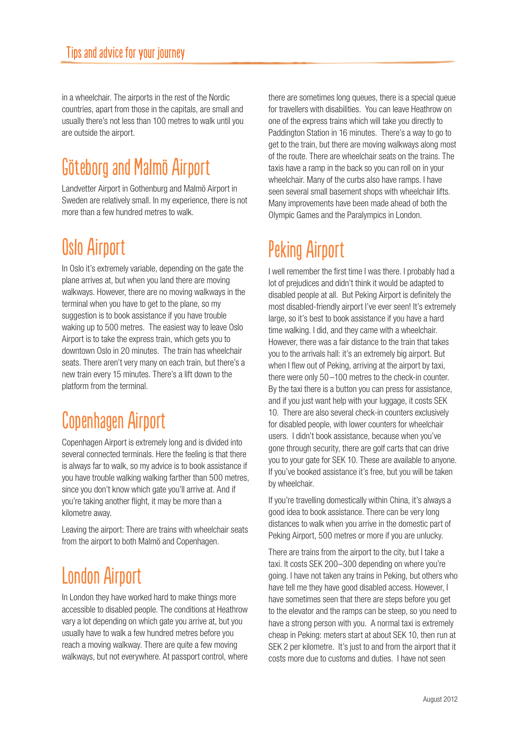in a wheelchair. The airports in the rest of the Nordic countries, apart from those in the capitals, are small and usually there's not less than 100 metres to walk until you are outside the airport.

## Göteborg and Malmö Airport

Landvetter Airport in Gothenburg and Malmö Airport in Sweden are relatively small. In my experience, there is not more than a few hundred metres to walk.

## Oslo Airport

In Oslo it's extremely variable, depending on the gate the plane arrives at, but when you land there are moving walkways. However, there are no moving walkways in the terminal when you have to get to the plane, so my suggestion is to book assistance if you have trouble waking up to 500 metres. The easiest way to leave Oslo Airport is to take the express train, which gets you to downtown Oslo in 20 minutes. The train has wheelchair seats. There aren't very many on each train, but there's a new train every 15 minutes. There's a lift down to the platform from the terminal.

## Copenhagen Airport

Copenhagen Airport is extremely long and is divided into several connected terminals. Here the feeling is that there is always far to walk, so my advice is to book assistance if you have trouble walking walking farther than 500 metres, since you don't know which gate you'll arrive at. And if you're taking another flight, it may be more than a kilometre away.

Leaving the airport: There are trains with wheelchair seats from the airport to both Malmö and Copenhagen.

## London Airport

In London they have worked hard to make things more accessible to disabled people. The conditions at Heathrow vary a lot depending on which gate you arrive at, but you usually have to walk a few hundred metres before you reach a moving walkway. There are quite a few moving walkways, but not everywhere. At passport control, where there are sometimes long queues, there is a special queue for travellers with disabilities. You can leave Heathrow on one of the express trains which will take you directly to Paddington Station in 16 minutes. There's a way to go to get to the train, but there are moving walkways along most of the route. There are wheelchair seats on the trains. The taxis have a ramp in the back so you can roll on in your wheelchair. Many of the curbs also have ramps. I have seen several small basement shops with wheelchair lifts. Many improvements have been made ahead of both the Olympic Games and the Paralympics in London.

## Peking Airport

I well remember the first time I was there. I probably had a lot of prejudices and didn't think it would be adapted to disabled people at all. But Peking Airport is definitely the most disabled-friendly airport I've ever seen! It's extremely large, so it's best to book assistance if you have a hard time walking. I did, and they came with a wheelchair. However, there was a fair distance to the train that takes you to the arrivals hall: it's an extremely big airport. But when I flew out of Peking, arriving at the airport by taxi, there were only 50–100 metres to the check-in counter. By the taxi there is a button you can press for assistance, and if you just want help with your luggage, it costs SEK 10. There are also several check-in counters exclusively for disabled people, with lower counters for wheelchair users. I didn't book assistance, because when you've gone through security, there are golf carts that can drive you to your gate for SEK 10. These are available to anyone. If you've booked assistance it's free, but you will be taken by wheelchair.

If you're travelling domestically within China, it's always a good idea to book assistance. There can be very long distances to walk when you arrive in the domestic part of Peking Airport, 500 metres or more if you are unlucky.

There are trains from the airport to the city, but I take a taxi. It costs SEK 200–300 depending on where you're going. I have not taken any trains in Peking, but others who have tell me they have good disabled access. However, I have sometimes seen that there are steps before you get to the elevator and the ramps can be steep, so you need to have a strong person with you. A normal taxi is extremely cheap in Peking: meters start at about SEK 10, then run at SEK 2 per kilometre. It's just to and from the airport that it costs more due to customs and duties. I have not seen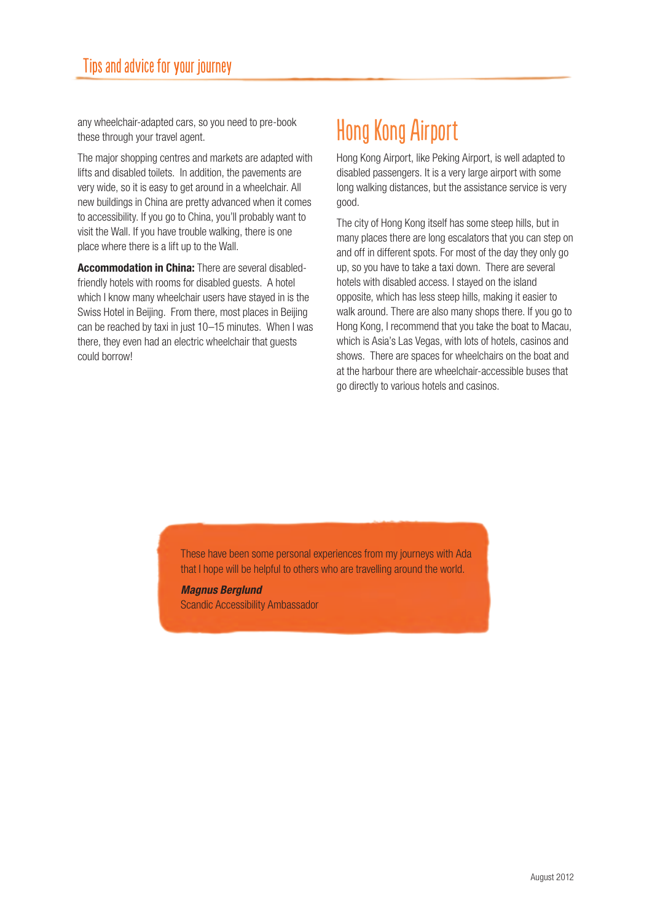any wheelchair-adapted cars, so you need to pre-book these through your travel agent.

The major shopping centres and markets are adapted with lifts and disabled toilets. In addition, the pavements are very wide, so it is easy to get around in a wheelchair. All new buildings in China are pretty advanced when it comes to accessibility. If you go to China, you'll probably want to visit the Wall. If you have trouble walking, there is one place where there is a lift up to the Wall.

**Accommodation in China:** There are several disabled-friendly hotels with rooms for disabled guests. A hotel which I know many wheelchair users have stayed in is the Swiss Hotel in Beijing. From there, most places in Beijing can be reached by taxi in just 10–15 minutes. When I was there, they even had an electric wheelchair that guests could borrow!

# Hong Kong Airport

Hong Kong Airport, like Peking Airport, is well adapted to disabled passengers. It is a very large airport with some long walking distances, but the assistance service is very good.

The city of Hong Kong itself has some steep hills, but in many places there are long escalators that you can step on and off in different spots. For most of the day they only go up, so you have to take a taxi down. There are several hotels with disabled access. I stayed on the island opposite, which has less steep hills, making it easier to walk around. There are also many shops there. If you go to Hong Kong, I recommend that you take the boat to Macau, which is Asia's Las Vegas, with lots of hotels, casinos and shows. There are spaces for wheelchairs on the boat and at the harbour there are wheelchair-accessible buses that go directly to various hotels and casinos.

These have been some personal experiences from my journeys with Ada that I hope will be helpful to others who are travelling around the world.

***Magnus Berglund***
Scandic Accessibility Ambassador

August 2012